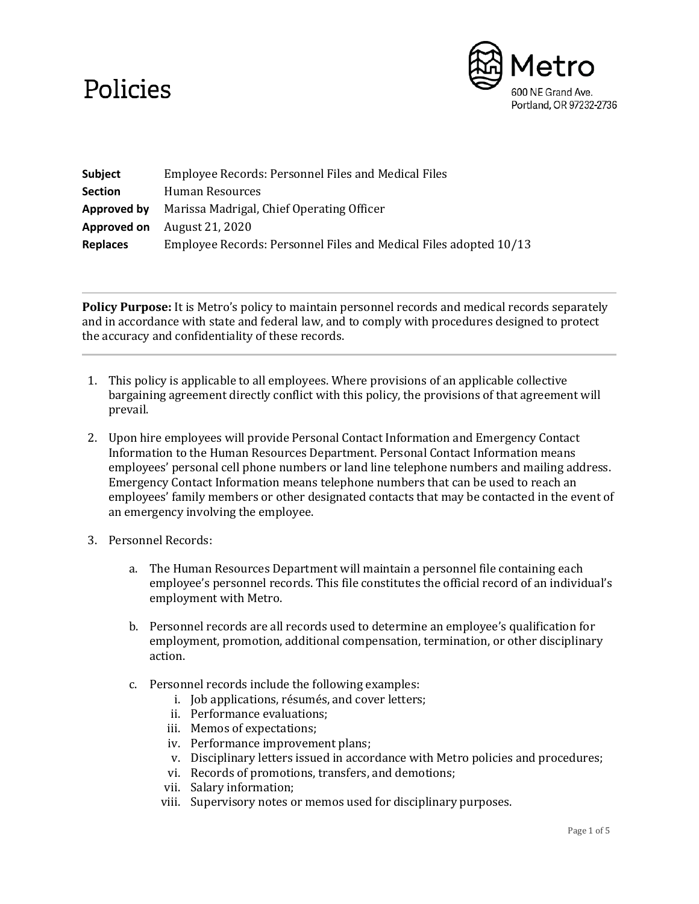# Policies

Metro
600 NE Grand Ave.
Portland, OR 97232-2736

| | |
|---|---|
| **Subject** | Employee Records: Personnel Files and Medical Files |
| **Section** | Human Resources |
| **Approved by** | Marissa Madrigal, Chief Operating Officer |
| **Approved on** | August 21, 2020 |
| **Replaces** | Employee Records: Personnel Files and Medical Files adopted 10/13 |

---

**Policy Purpose:** It is Metro's policy to maintain personnel records and medical records separately and in accordance with state and federal law, and to comply with procedures designed to protect the accuracy and confidentiality of these records.

---

1. This policy is applicable to all employees. Where provisions of an applicable collective bargaining agreement directly conflict with this policy, the provisions of that agreement will prevail.

2. Upon hire employees will provide Personal Contact Information and Emergency Contact Information to the Human Resources Department. Personal Contact Information means employees' personal cell phone numbers or land line telephone numbers and mailing address. Emergency Contact Information means telephone numbers that can be used to reach an employees' family members or other designated contacts that may be contacted in the event of an emergency involving the employee.

3. Personnel Records:

    a. The Human Resources Department will maintain a personnel file containing each employee's personnel records. This file constitutes the official record of an individual's employment with Metro.

    b. Personnel records are all records used to determine an employee's qualification for employment, promotion, additional compensation, termination, or other disciplinary action.

    c. Personnel records include the following examples:

        i. Job applications, résumés, and cover letters;
        ii. Performance evaluations;
        iii. Memos of expectations;
        iv. Performance improvement plans;
        v. Disciplinary letters issued in accordance with Metro policies and procedures;
        vi. Records of promotions, transfers, and demotions;
        vii. Salary information;
        viii. Supervisory notes or memos used for disciplinary purposes.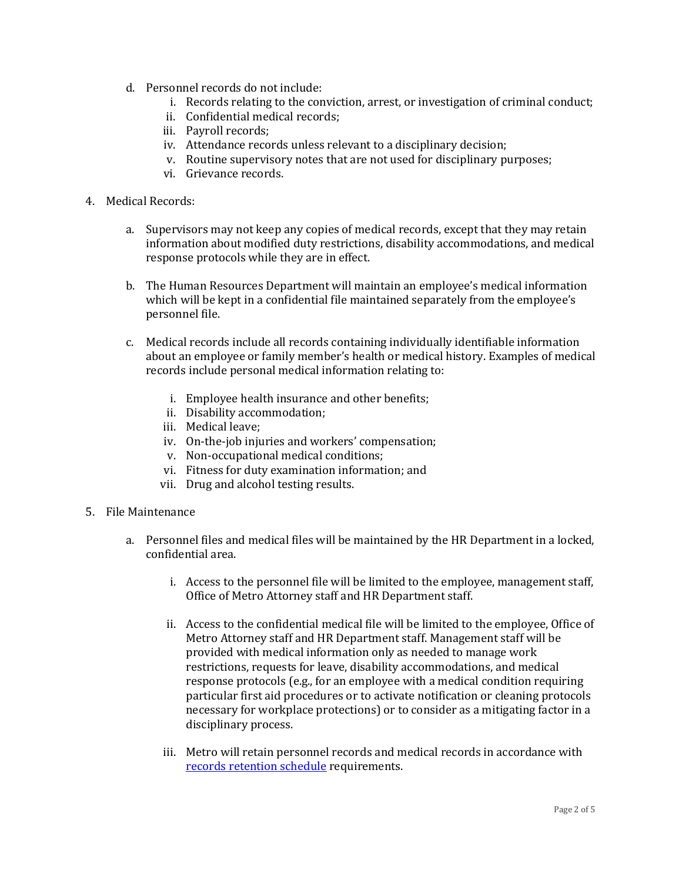d. Personnel records do not include:
   i. Records relating to the conviction, arrest, or investigation of criminal conduct;
   ii. Confidential medical records;
   iii. Payroll records;
   iv. Attendance records unless relevant to a disciplinary decision;
   v. Routine supervisory notes that are not used for disciplinary purposes;
   vi. Grievance records.

4. Medical Records:

   a. Supervisors may not keep any copies of medical records, except that they may retain information about modified duty restrictions, disability accommodations, and medical response protocols while they are in effect.

   b. The Human Resources Department will maintain an employee's medical information which will be kept in a confidential file maintained separately from the employee's personnel file.

   c. Medical records include all records containing individually identifiable information about an employee or family member's health or medical history. Examples of medical records include personal medical information relating to:

      i. Employee health insurance and other benefits;
      ii. Disability accommodation;
      iii. Medical leave;
      iv. On-the-job injuries and workers' compensation;
      v. Non-occupational medical conditions;
      vi. Fitness for duty examination information; and
      vii. Drug and alcohol testing results.

5. File Maintenance

   a. Personnel files and medical files will be maintained by the HR Department in a locked, confidential area.

      i. Access to the personnel file will be limited to the employee, management staff, Office of Metro Attorney staff and HR Department staff.

      ii. Access to the confidential medical file will be limited to the employee, Office of Metro Attorney staff and HR Department staff. Management staff will be provided with medical information only as needed to manage work restrictions, requests for leave, disability accommodations, and medical response protocols (e.g., for an employee with a medical condition requiring particular first aid procedures or to activate notification or cleaning protocols necessary for workplace protections) or to consider as a mitigating factor in a disciplinary process.

      iii. Metro will retain personnel records and medical records in accordance with records retention schedule requirements.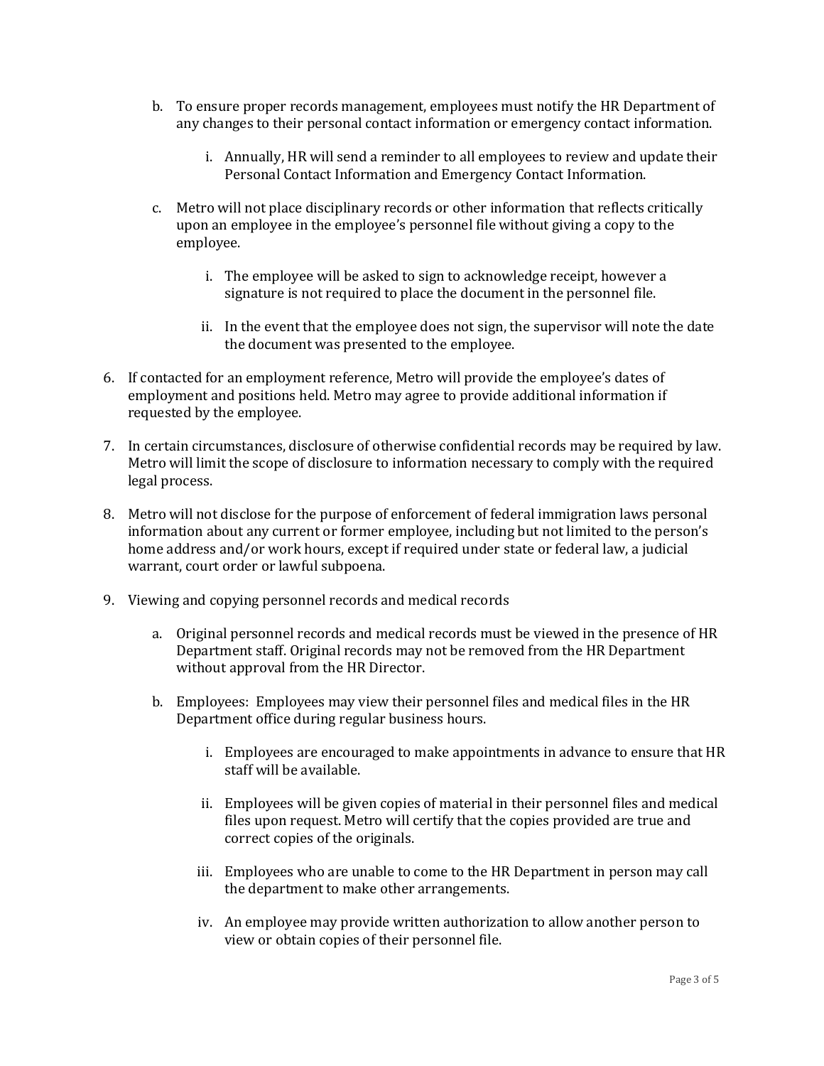b. To ensure proper records management, employees must notify the HR Department of any changes to their personal contact information or emergency contact information.

   i. Annually, HR will send a reminder to all employees to review and update their Personal Contact Information and Emergency Contact Information.

c. Metro will not place disciplinary records or other information that reflects critically upon an employee in the employee's personnel file without giving a copy to the employee.

   i. The employee will be asked to sign to acknowledge receipt, however a signature is not required to place the document in the personnel file.

   ii. In the event that the employee does not sign, the supervisor will note the date the document was presented to the employee.

6. If contacted for an employment reference, Metro will provide the employee's dates of employment and positions held. Metro may agree to provide additional information if requested by the employee.

7. In certain circumstances, disclosure of otherwise confidential records may be required by law. Metro will limit the scope of disclosure to information necessary to comply with the required legal process.

8. Metro will not disclose for the purpose of enforcement of federal immigration laws personal information about any current or former employee, including but not limited to the person's home address and/or work hours, except if required under state or federal law, a judicial warrant, court order or lawful subpoena.

9. Viewing and copying personnel records and medical records

   a. Original personnel records and medical records must be viewed in the presence of HR Department staff. Original records may not be removed from the HR Department without approval from the HR Director.

   b. Employees: Employees may view their personnel files and medical files in the HR Department office during regular business hours.

      i. Employees are encouraged to make appointments in advance to ensure that HR staff will be available.

      ii. Employees will be given copies of material in their personnel files and medical files upon request. Metro will certify that the copies provided are true and correct copies of the originals.

      iii. Employees who are unable to come to the HR Department in person may call the department to make other arrangements.

      iv. An employee may provide written authorization to allow another person to view or obtain copies of their personnel file.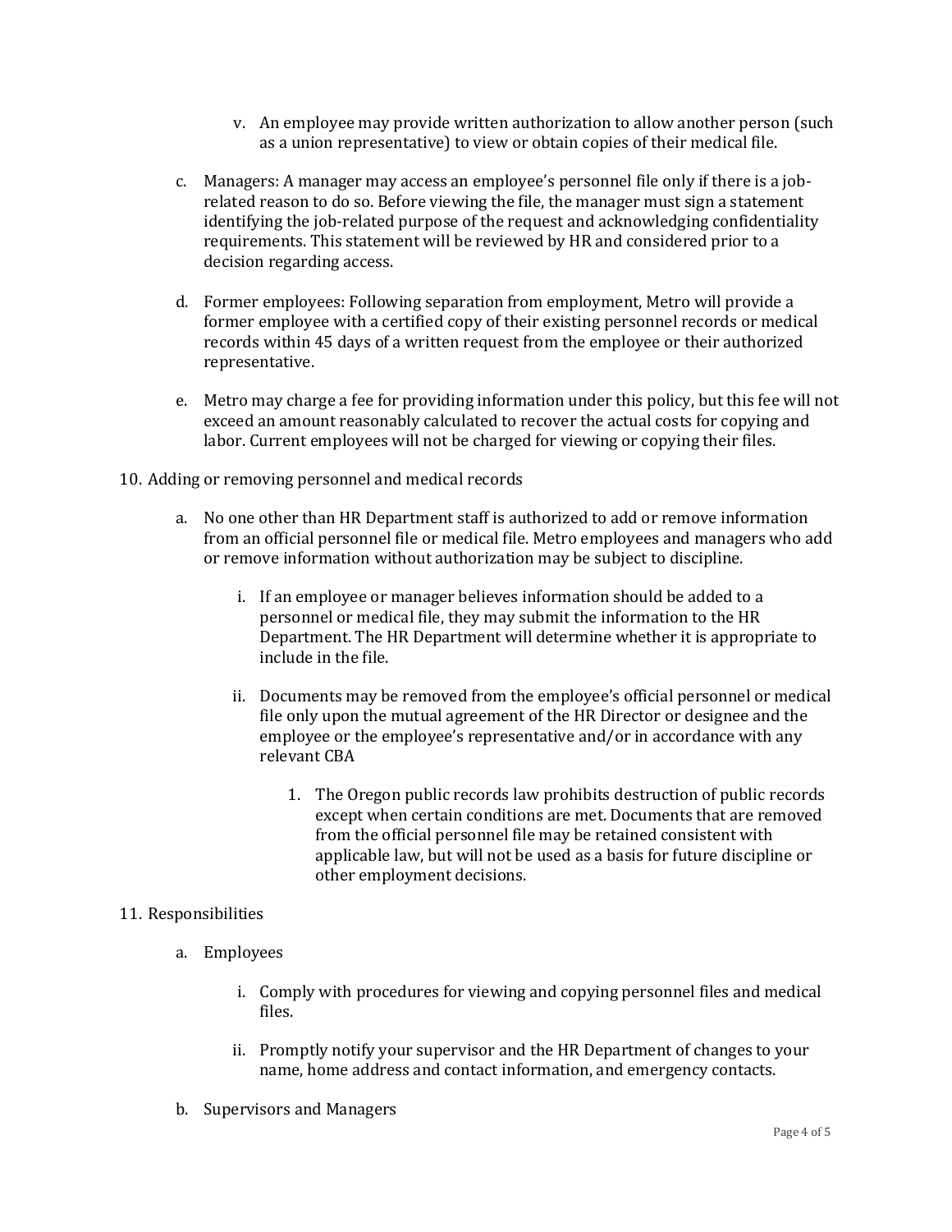v. An employee may provide written authorization to allow another person (such as a union representative) to view or obtain copies of their medical file.

c. Managers: A manager may access an employee's personnel file only if there is a job-related reason to do so. Before viewing the file, the manager must sign a statement identifying the job-related purpose of the request and acknowledging confidentiality requirements. This statement will be reviewed by HR and considered prior to a decision regarding access.

d. Former employees: Following separation from employment, Metro will provide a former employee with a certified copy of their existing personnel records or medical records within 45 days of a written request from the employee or their authorized representative.

e. Metro may charge a fee for providing information under this policy, but this fee will not exceed an amount reasonably calculated to recover the actual costs for copying and labor. Current employees will not be charged for viewing or copying their files.

10. Adding or removing personnel and medical records

a. No one other than HR Department staff is authorized to add or remove information from an official personnel file or medical file. Metro employees and managers who add or remove information without authorization may be subject to discipline.

i. If an employee or manager believes information should be added to a personnel or medical file, they may submit the information to the HR Department. The HR Department will determine whether it is appropriate to include in the file.

ii. Documents may be removed from the employee's official personnel or medical file only upon the mutual agreement of the HR Director or designee and the employee or the employee's representative and/or in accordance with any relevant CBA

1. The Oregon public records law prohibits destruction of public records except when certain conditions are met. Documents that are removed from the official personnel file may be retained consistent with applicable law, but will not be used as a basis for future discipline or other employment decisions.

11. Responsibilities

a. Employees

i. Comply with procedures for viewing and copying personnel files and medical files.

ii. Promptly notify your supervisor and the HR Department of changes to your name, home address and contact information, and emergency contacts.

b. Supervisors and Managers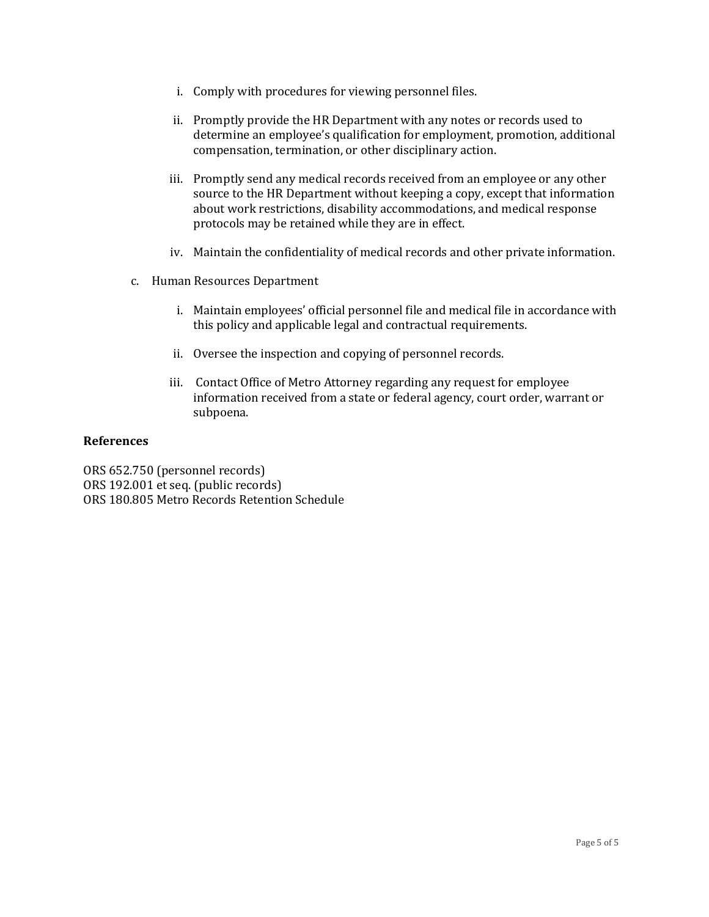i. Comply with procedures for viewing personnel files.

ii. Promptly provide the HR Department with any notes or records used to determine an employee's qualification for employment, promotion, additional compensation, termination, or other disciplinary action.

iii. Promptly send any medical records received from an employee or any other source to the HR Department without keeping a copy, except that information about work restrictions, disability accommodations, and medical response protocols may be retained while they are in effect.

iv. Maintain the confidentiality of medical records and other private information.

c. Human Resources Department

i. Maintain employees' official personnel file and medical file in accordance with this policy and applicable legal and contractual requirements.

ii. Oversee the inspection and copying of personnel records.

iii. Contact Office of Metro Attorney regarding any request for employee information received from a state or federal agency, court order, warrant or subpoena.

**References**

ORS 652.750 (personnel records)
ORS 192.001 et seq. (public records)
ORS 180.805 Metro Records Retention Schedule